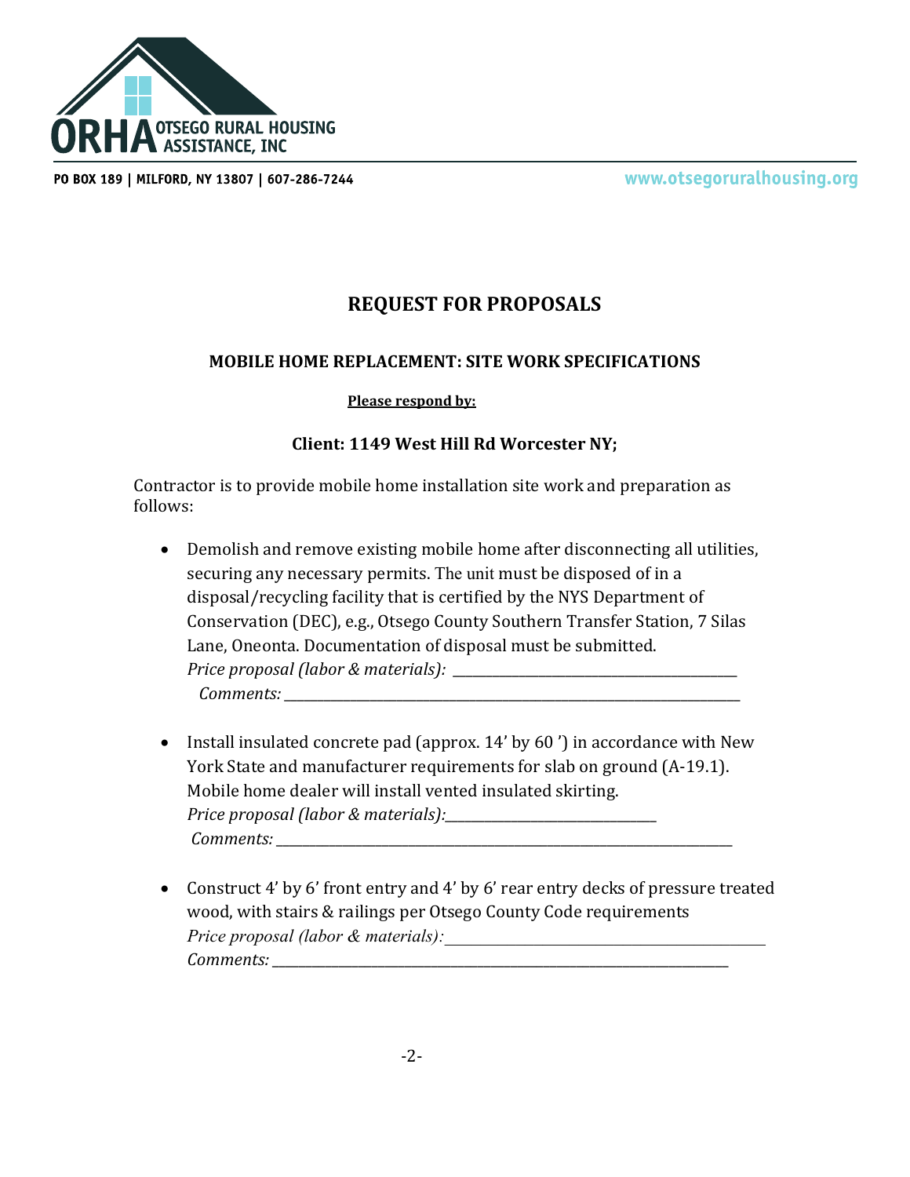ORHA OTSEGO RURAL HOUSING ASSISTANCE, INC

PO BOX 189 | MILFORD, NY 13807 | 607-286-7244 www.otsegoruralhousing.org

# REQUEST FOR PROPOSALS

## MOBILE HOME REPLACEMENT: SITE WORK SPECIFICATIONS

**Please respond by:**

### Client: 1149 West Hill Rd Worcester NY;

Contractor is to provide mobile home installation site work and preparation as follows:

- Demolish and remove existing mobile home after disconnecting all utilities, securing any necessary permits. The unit must be disposed of in a disposal/recycling facility that is certified by the NYS Department of Conservation (DEC), e.g., Otsego County Southern Transfer Station, 7 Silas Lane, Oneonta. Documentation of disposal must be submitted.
  *Price proposal (labor & materials):* ________________________________
  *Comments:* ____________________________________________________

- Install insulated concrete pad (approx. 14' by 60 ') in accordance with New York State and manufacturer requirements for slab on ground (A-19.1). Mobile home dealer will install vented insulated skirting.
  *Price proposal (labor & materials):*________________________
  *Comments:* ____________________________________________________

- Construct 4' by 6' front entry and 4' by 6' rear entry decks of pressure treated wood, with stairs & railings per Otsego County Code requirements
  *Price proposal (labor & materials):*________________________________
  *Comments:* ____________________________________________________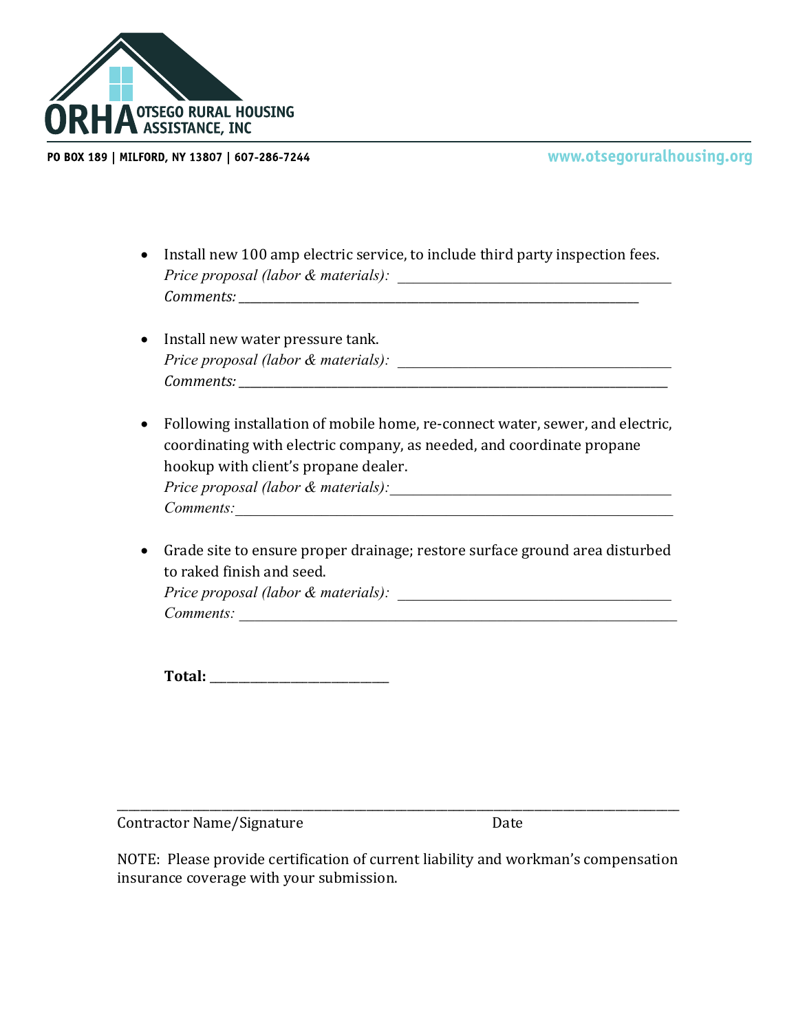ORHA OTSEGO RURAL HOUSING ASSISTANCE, INC

PO BOX 189 | MILFORD, NY 13807 | 607-286-7244 www.otsegoruralhousing.org

- Install new 100 amp electric service, to include third party inspection fees.
  *Price proposal (labor & materials):* ________________________________________
  *Comments:* ________________________________________________________________

- Install new water pressure tank.
  *Price proposal (labor & materials):* ________________________________________
  *Comments:* ________________________________________________________________

- Following installation of mobile home, re-connect water, sewer, and electric, coordinating with electric company, as needed, and coordinate propane hookup with client's propane dealer.
  *Price proposal (labor & materials):*________________________________________
  *Comments:*________________________________________________________________

- Grade site to ensure proper drainage; restore surface ground area disturbed to raked finish and seed.
  *Price proposal (labor & materials):* ________________________________________
  *Comments:* ________________________________________________________________

**Total:** ___________________________

________________________________________________________________________________________
Contractor Name/Signature Date

NOTE: Please provide certification of current liability and workman's compensation insurance coverage with your submission.